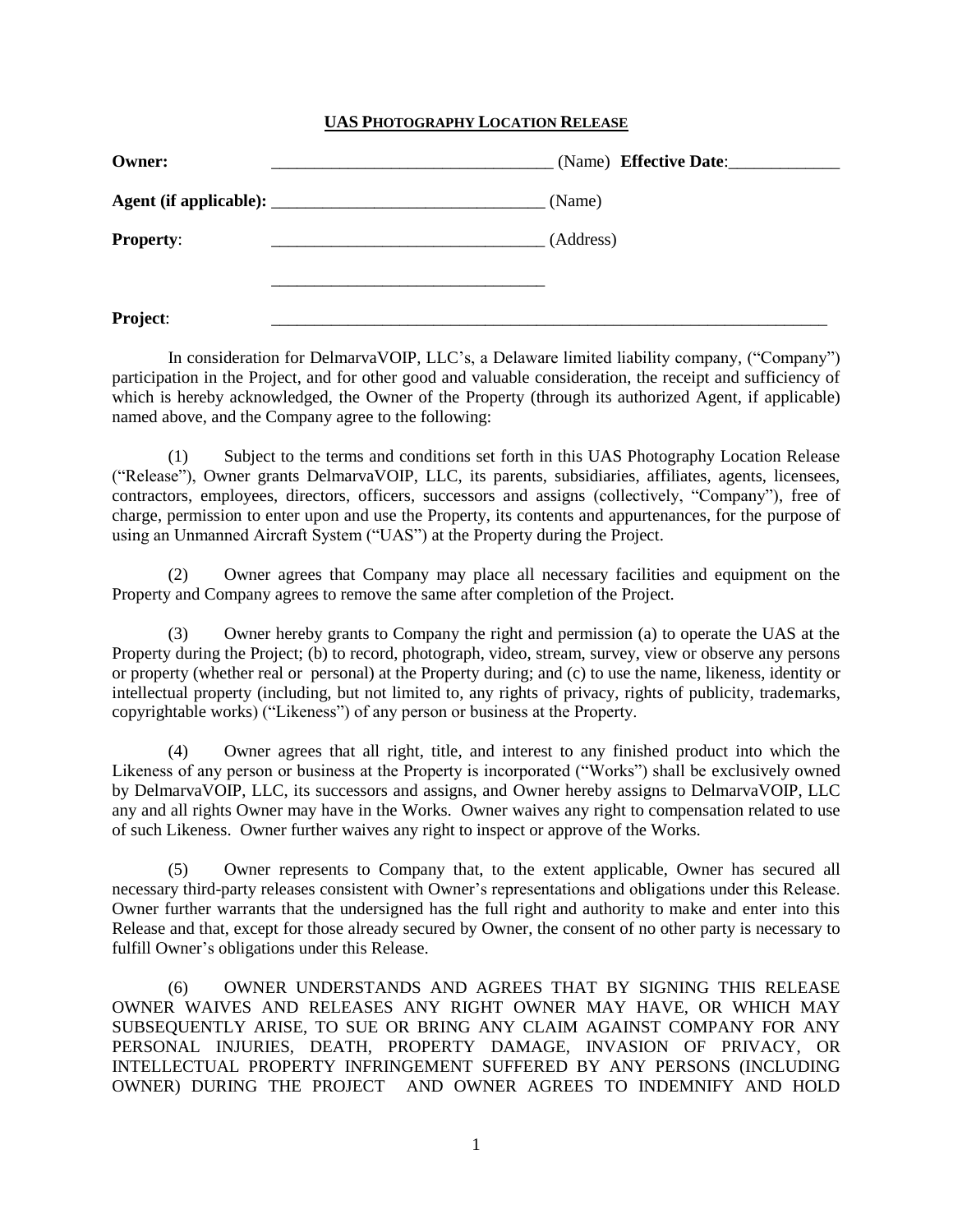**<u>UAS PHOTOGRAPHY LOCATION RELEASE</u>**

**Owner:** _________________________________ (Name) **Effective Date**:_____________

**Agent (if applicable):** _______________________________ (Name)

**Property**: _______________________________ (Address)

_______________________________

**Project**: ____________________________________________________________________

In consideration for DelmarvaVOIP, LLC's, a Delaware limited liability company, ("Company") participation in the Project, and for other good and valuable consideration, the receipt and sufficiency of which is hereby acknowledged, the Owner of the Property (through its authorized Agent, if applicable) named above, and the Company agree to the following:

(1) Subject to the terms and conditions set forth in this UAS Photography Location Release ("Release"), Owner grants DelmarvaVOIP, LLC, its parents, subsidiaries, affiliates, agents, licensees, contractors, employees, directors, officers, successors and assigns (collectively, "Company"), free of charge, permission to enter upon and use the Property, its contents and appurtenances, for the purpose of using an Unmanned Aircraft System ("UAS") at the Property during the Project.

(2) Owner agrees that Company may place all necessary facilities and equipment on the Property and Company agrees to remove the same after completion of the Project.

(3) Owner hereby grants to Company the right and permission (a) to operate the UAS at the Property during the Project; (b) to record, photograph, video, stream, survey, view or observe any persons or property (whether real or personal) at the Property during; and (c) to use the name, likeness, identity or intellectual property (including, but not limited to, any rights of privacy, rights of publicity, trademarks, copyrightable works) ("Likeness") of any person or business at the Property.

(4) Owner agrees that all right, title, and interest to any finished product into which the Likeness of any person or business at the Property is incorporated ("Works") shall be exclusively owned by DelmarvaVOIP, LLC, its successors and assigns, and Owner hereby assigns to DelmarvaVOIP, LLC any and all rights Owner may have in the Works. Owner waives any right to compensation related to use of such Likeness. Owner further waives any right to inspect or approve of the Works.

(5) Owner represents to Company that, to the extent applicable, Owner has secured all necessary third-party releases consistent with Owner's representations and obligations under this Release. Owner further warrants that the undersigned has the full right and authority to make and enter into this Release and that, except for those already secured by Owner, the consent of no other party is necessary to fulfill Owner's obligations under this Release.

(6) OWNER UNDERSTANDS AND AGREES THAT BY SIGNING THIS RELEASE OWNER WAIVES AND RELEASES ANY RIGHT OWNER MAY HAVE, OR WHICH MAY SUBSEQUENTLY ARISE, TO SUE OR BRING ANY CLAIM AGAINST COMPANY FOR ANY PERSONAL INJURIES, DEATH, PROPERTY DAMAGE, INVASION OF PRIVACY, OR INTELLECTUAL PROPERTY INFRINGEMENT SUFFERED BY ANY PERSONS (INCLUDING OWNER) DURING THE PROJECT AND OWNER AGREES TO INDEMNIFY AND HOLD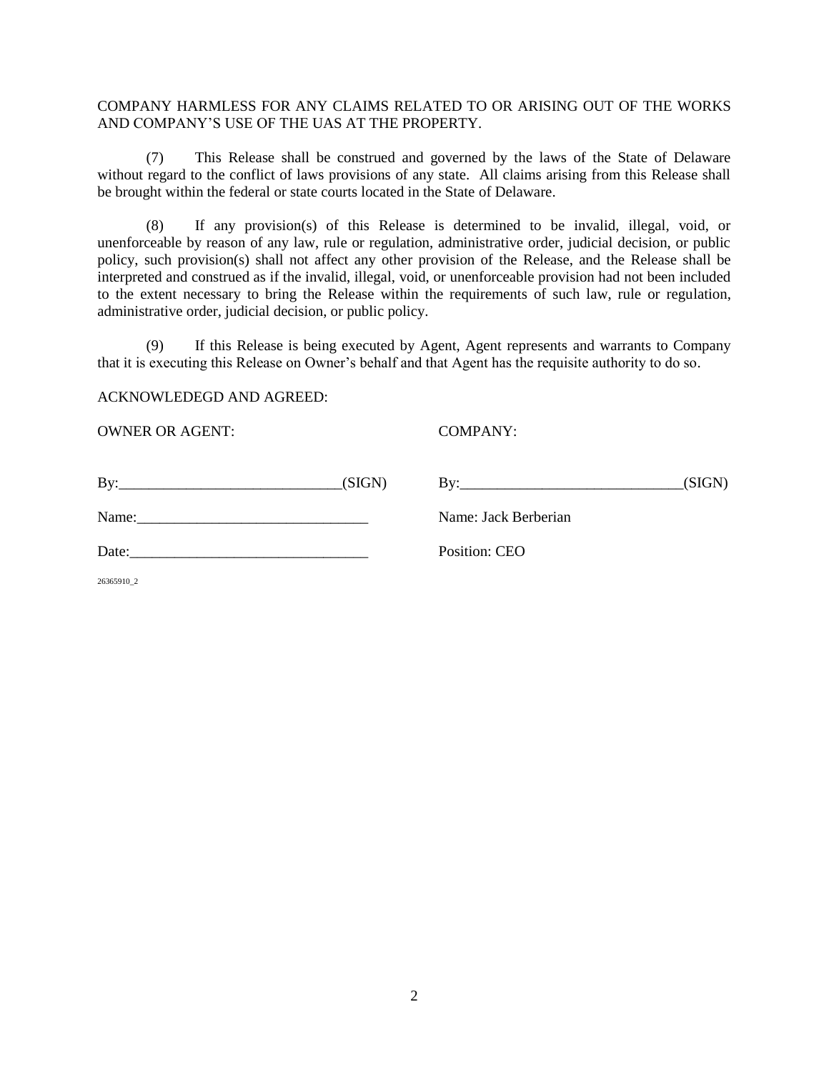COMPANY HARMLESS FOR ANY CLAIMS RELATED TO OR ARISING OUT OF THE WORKS AND COMPANY'S USE OF THE UAS AT THE PROPERTY.

(7) This Release shall be construed and governed by the laws of the State of Delaware without regard to the conflict of laws provisions of any state. All claims arising from this Release shall be brought within the federal or state courts located in the State of Delaware.

(8) If any provision(s) of this Release is determined to be invalid, illegal, void, or unenforceable by reason of any law, rule or regulation, administrative order, judicial decision, or public policy, such provision(s) shall not affect any other provision of the Release, and the Release shall be interpreted and construed as if the invalid, illegal, void, or unenforceable provision had not been included to the extent necessary to bring the Release within the requirements of such law, rule or regulation, administrative order, judicial decision, or public policy.

(9) If this Release is being executed by Agent, Agent represents and warrants to Company that it is executing this Release on Owner's behalf and that Agent has the requisite authority to do so.

ACKNOWLEDEGD AND AGREED:

| | |
|---|---|
| OWNER OR AGENT: | COMPANY: |
| By:______________________________(SIGN) | By:______________________________(SIGN) |
| Name:______________________________ | Name: Jack Berberian |
| Date:______________________________ | Position: CEO |

26365910_2